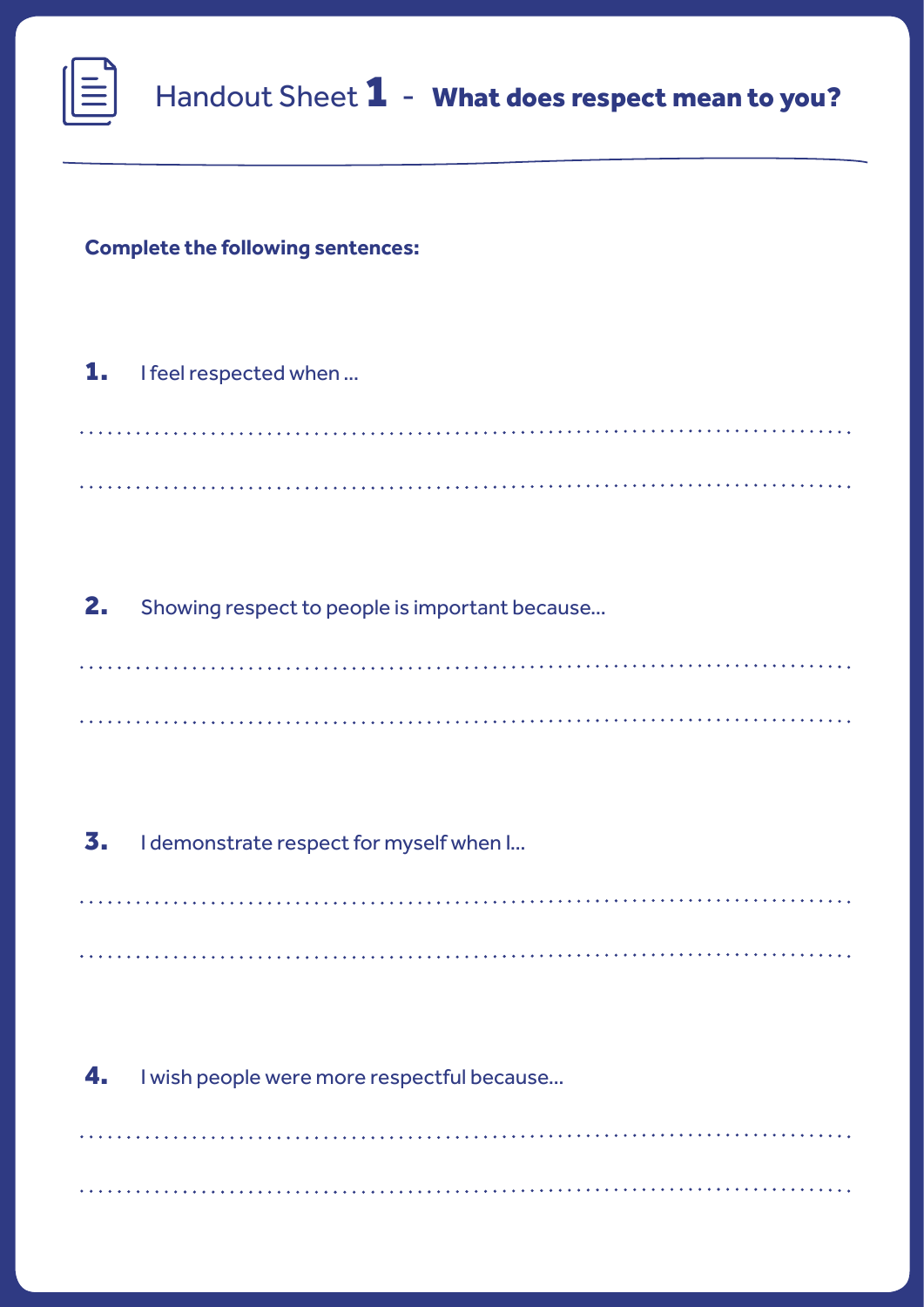# Handout Sheet 1 - **What does respect mean to you?**

**Complete the following sentences:**

**1.** I feel respected when ...

..........................................................................................

..........................................................................................

**2.** Showing respect to people is important because...

..........................................................................................

..........................................................................................

**3.** I demonstrate respect for myself when I...

..........................................................................................

..........................................................................................

**4.** I wish people were more respectful because...

..........................................................................................

..........................................................................................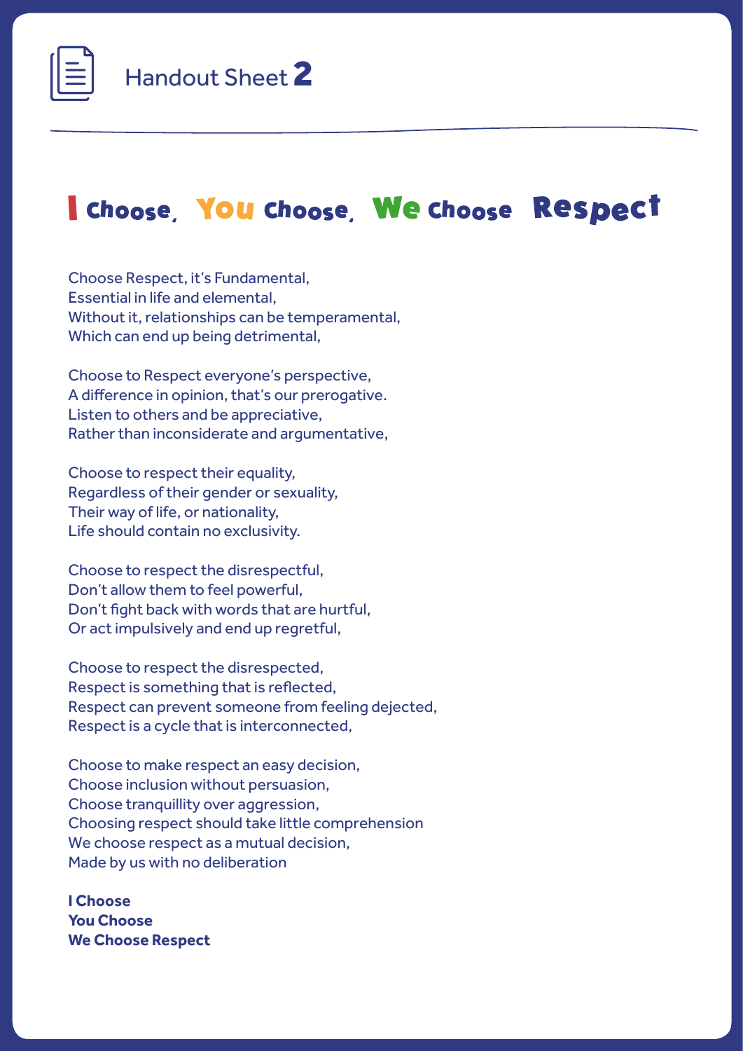# Handout Sheet 2

## I Choose, You Choose, We Choose Respect

Choose Respect, it's Fundamental,
Essential in life and elemental,
Without it, relationships can be temperamental,
Which can end up being detrimental,

Choose to Respect everyone's perspective,
A difference in opinion, that's our prerogative.
Listen to others and be appreciative,
Rather than inconsiderate and argumentative,

Choose to respect their equality,
Regardless of their gender or sexuality,
Their way of life, or nationality,
Life should contain no exclusivity.

Choose to respect the disrespectful,
Don't allow them to feel powerful,
Don't fight back with words that are hurtful,
Or act impulsively and end up regretful,

Choose to respect the disrespected,
Respect is something that is reflected,
Respect can prevent someone from feeling dejected,
Respect is a cycle that is interconnected,

Choose to make respect an easy decision,
Choose inclusion without persuasion,
Choose tranquillity over aggression,
Choosing respect should take little comprehension
We choose respect as a mutual decision,
Made by us with no deliberation

**I Choose**
**You Choose**
**We Choose Respect**